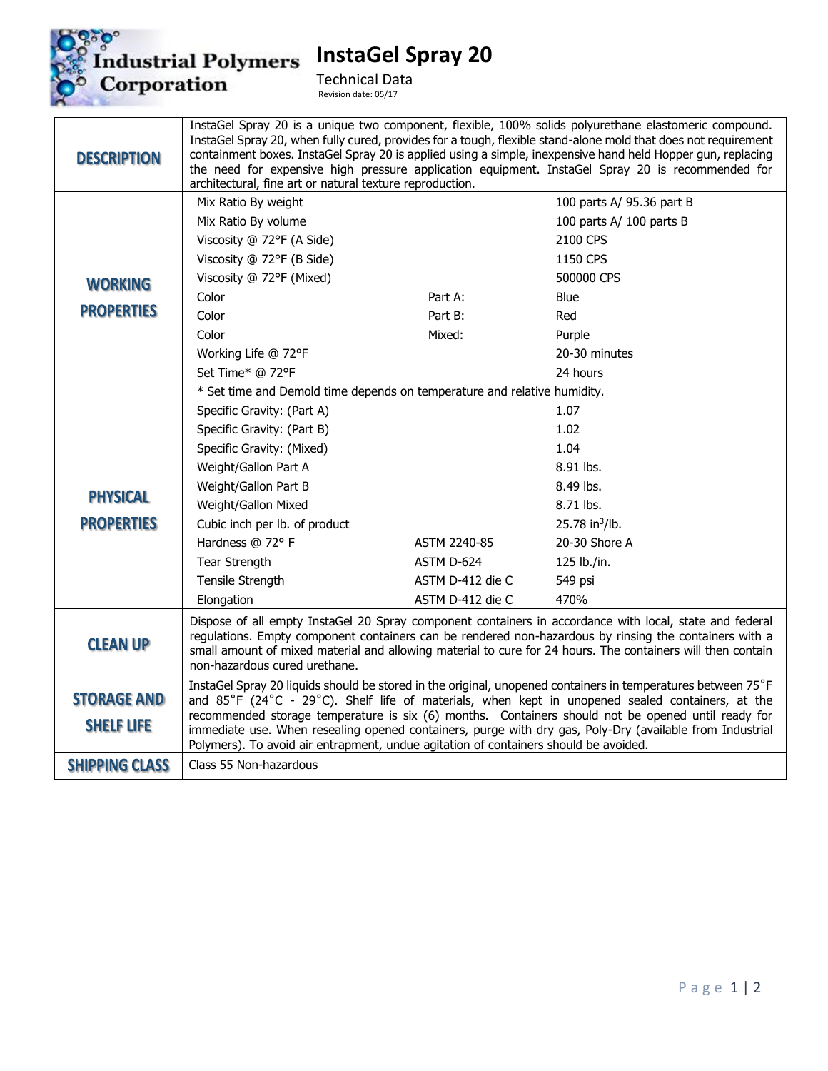# InstaGel Spray 20

Technical Data

Revision date: 05/17

| | | | |
|---|---|---|---|
| **DESCRIPTION** | InstaGel Spray 20 is a unique two component, flexible, 100% solids polyurethane elastomeric compound. InstaGel Spray 20, when fully cured, provides for a tough, flexible stand-alone mold that does not requirement containment boxes. InstaGel Spray 20 is applied using a simple, inexpensive hand held Hopper gun, replacing the need for expensive high pressure application equipment. InstaGel Spray 20 is recommended for architectural, fine art or natural texture reproduction. | | |
| **WORKING PROPERTIES** | Mix Ratio By weight | | 100 parts A/ 95.36 part B |
| | Mix Ratio By volume | | 100 parts A/ 100 parts B |
| | Viscosity @ 72°F (A Side) | | 2100 CPS |
| | Viscosity @ 72°F (B Side) | | 1150 CPS |
| | Viscosity @ 72°F (Mixed) | | 500000 CPS |
| | Color | Part A: | Blue |
| | Color | Part B: | Red |
| | Color | Mixed: | Purple |
| | Working Life @ 72°F | | 20-30 minutes |
| | Set Time* @ 72°F | | 24 hours |
| | * Set time and Demold time depends on temperature and relative humidity. | | |
| **PHYSICAL PROPERTIES** | Specific Gravity: (Part A) | | 1.07 |
| | Specific Gravity: (Part B) | | 1.02 |
| | Specific Gravity: (Mixed) | | 1.04 |
| | Weight/Gallon Part A | | 8.91 lbs. |
| | Weight/Gallon Part B | | 8.49 lbs. |
| | Weight/Gallon Mixed | | 8.71 lbs. |
| | Cubic inch per lb. of product | | 25.78 $in^3$/lb. |
| | Hardness @ 72° F | ASTM 2240-85 | 20-30 Shore A |
| | Tear Strength | ASTM D-624 | 125 lb./in. |
| | Tensile Strength | ASTM D-412 die C | 549 psi |
| | Elongation | ASTM D-412 die C | 470% |
| **CLEAN UP** | Dispose of all empty InstaGel 20 Spray component containers in accordance with local, state and federal regulations. Empty component containers can be rendered non-hazardous by rinsing the containers with a small amount of mixed material and allowing material to cure for 24 hours. The containers will then contain non-hazardous cured urethane. | | |
| **STORAGE AND SHELF LIFE** | InstaGel Spray 20 liquids should be stored in the original, unopened containers in temperatures between 75˚F and 85˚F (24˚C - 29˚C). Shelf life of materials, when kept in unopened sealed containers, at the recommended storage temperature is six (6) months. Containers should not be opened until ready for immediate use. When resealing opened containers, purge with dry gas, Poly-Dry (available from Industrial Polymers). To avoid air entrapment, undue agitation of containers should be avoided. | | |
| **SHIPPING CLASS** | Class 55 Non-hazardous | | |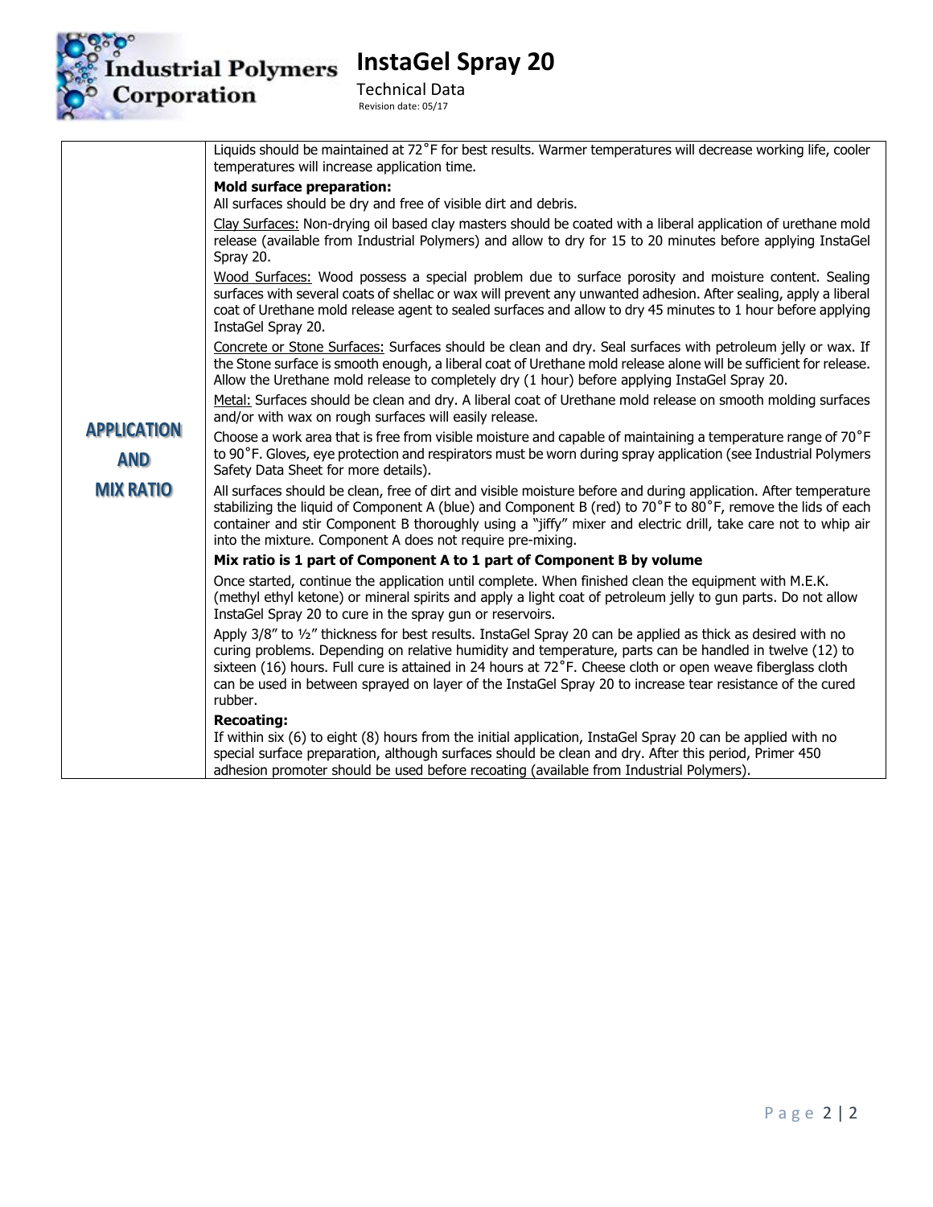| | |
|---|---|
| **APPLICATION AND MIX RATIO** | Liquids should be maintained at 72˚F for best results. Warmer temperatures will decrease working life, cooler temperatures will increase application time.<br>**Mold surface preparation:**<br>All surfaces should be dry and free of visible dirt and debris.<br>Clay Surfaces: Non-drying oil based clay masters should be coated with a liberal application of urethane mold release (available from Industrial Polymers) and allow to dry for 15 to 20 minutes before applying InstaGel Spray 20.<br>Wood Surfaces: Wood possess a special problem due to surface porosity and moisture content. Sealing surfaces with several coats of shellac or wax will prevent any unwanted adhesion. After sealing, apply a liberal coat of Urethane mold release agent to sealed surfaces and allow to dry 45 minutes to 1 hour before applying InstaGel Spray 20.<br>Concrete or Stone Surfaces: Surfaces should be clean and dry. Seal surfaces with petroleum jelly or wax. If the Stone surface is smooth enough, a liberal coat of Urethane mold release alone will be sufficient for release. Allow the Urethane mold release to completely dry (1 hour) before applying InstaGel Spray 20.<br>Metal: Surfaces should be clean and dry. A liberal coat of Urethane mold release on smooth molding surfaces and/or with wax on rough surfaces will easily release.<br>Choose a work area that is free from visible moisture and capable of maintaining a temperature range of 70˚F to 90˚F. Gloves, eye protection and respirators must be worn during spray application (see Industrial Polymers Safety Data Sheet for more details).<br>All surfaces should be clean, free of dirt and visible moisture before and during application. After temperature stabilizing the liquid of Component A (blue) and Component B (red) to 70˚F to 80˚F, remove the lids of each container and stir Component B thoroughly using a "jiffy" mixer and electric drill, take care not to whip air into the mixture. Component A does not require pre-mixing.<br>**Mix ratio is 1 part of Component A to 1 part of Component B by volume**<br>Once started, continue the application until complete. When finished clean the equipment with M.E.K. (methyl ethyl ketone) or mineral spirits and apply a light coat of petroleum jelly to gun parts. Do not allow InstaGel Spray 20 to cure in the spray gun or reservoirs.<br>Apply 3/8" to ½" thickness for best results. InstaGel Spray 20 can be applied as thick as desired with no curing problems. Depending on relative humidity and temperature, parts can be handled in twelve (12) to sixteen (16) hours. Full cure is attained in 24 hours at 72˚F. Cheese cloth or open weave fiberglass cloth can be used in between sprayed on layer of the InstaGel Spray 20 to increase tear resistance of the cured rubber.<br>**Recoating:**<br>If within six (6) to eight (8) hours from the initial application, InstaGel Spray 20 can be applied with no special surface preparation, although surfaces should be clean and dry. After this period, Primer 450 adhesion promoter should be used before recoating (available from Industrial Polymers). |